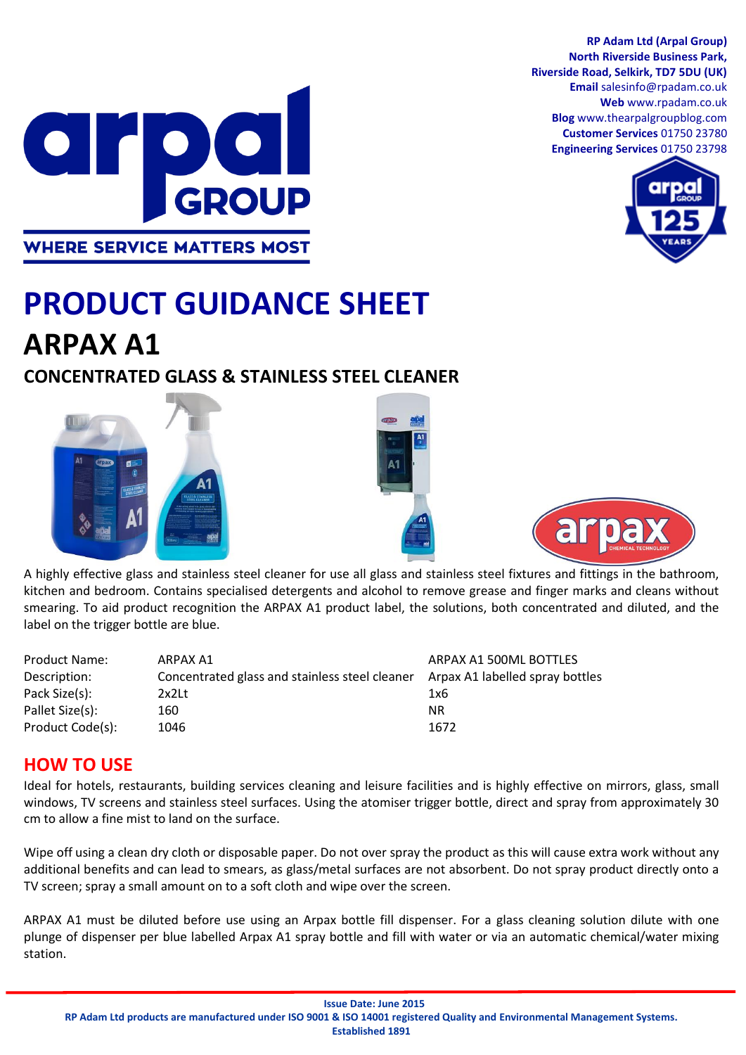RP Adam Ltd (Arpal Group)
North Riverside Business Park,
Riverside Road, Selkirk, TD7 5DU (UK)
**Email** salesinfo@rpadam.co.uk
**Web** www.rpadam.co.uk
**Blog** www.thearpalgroupblog.com
**Customer Services** 01750 23780
**Engineering Services** 01750 23798

# PRODUCT GUIDANCE SHEET

# ARPAX A1

## CONCENTRATED GLASS & STAINLESS STEEL CLEANER

A highly effective glass and stainless steel cleaner for use all glass and stainless steel fixtures and fittings in the bathroom, kitchen and bedroom. Contains specialised detergents and alcohol to remove grease and finger marks and cleans without smearing. To aid product recognition the ARPAX A1 product label, the solutions, both concentrated and diluted, and the label on the trigger bottle are blue.

| | | |
|---|---|---|
| Product Name: | ARPAX A1 | ARPAX A1 500ML BOTTLES |
| Description: | Concentrated glass and stainless steel cleaner | Arpax A1 labelled spray bottles |
| Pack Size(s): | 2x2Lt | 1x6 |
| Pallet Size(s): | 160 | NR |
| Product Code(s): | 1046 | 1672 |

## HOW TO USE

Ideal for hotels, restaurants, building services cleaning and leisure facilities and is highly effective on mirrors, glass, small windows, TV screens and stainless steel surfaces. Using the atomiser trigger bottle, direct and spray from approximately 30 cm to allow a fine mist to land on the surface.

Wipe off using a clean dry cloth or disposable paper. Do not over spray the product as this will cause extra work without any additional benefits and can lead to smears, as glass/metal surfaces are not absorbent. Do not spray product directly onto a TV screen; spray a small amount on to a soft cloth and wipe over the screen.

ARPAX A1 must be diluted before use using an Arpax bottle fill dispenser. For a glass cleaning solution dilute with one plunge of dispenser per blue labelled Arpax A1 spray bottle and fill with water or via an automatic chemical/water mixing station.

**Issue Date: June 2015**
**RP Adam Ltd products are manufactured under ISO 9001 & ISO 14001 registered Quality and Environmental Management Systems.**
**Established 1891**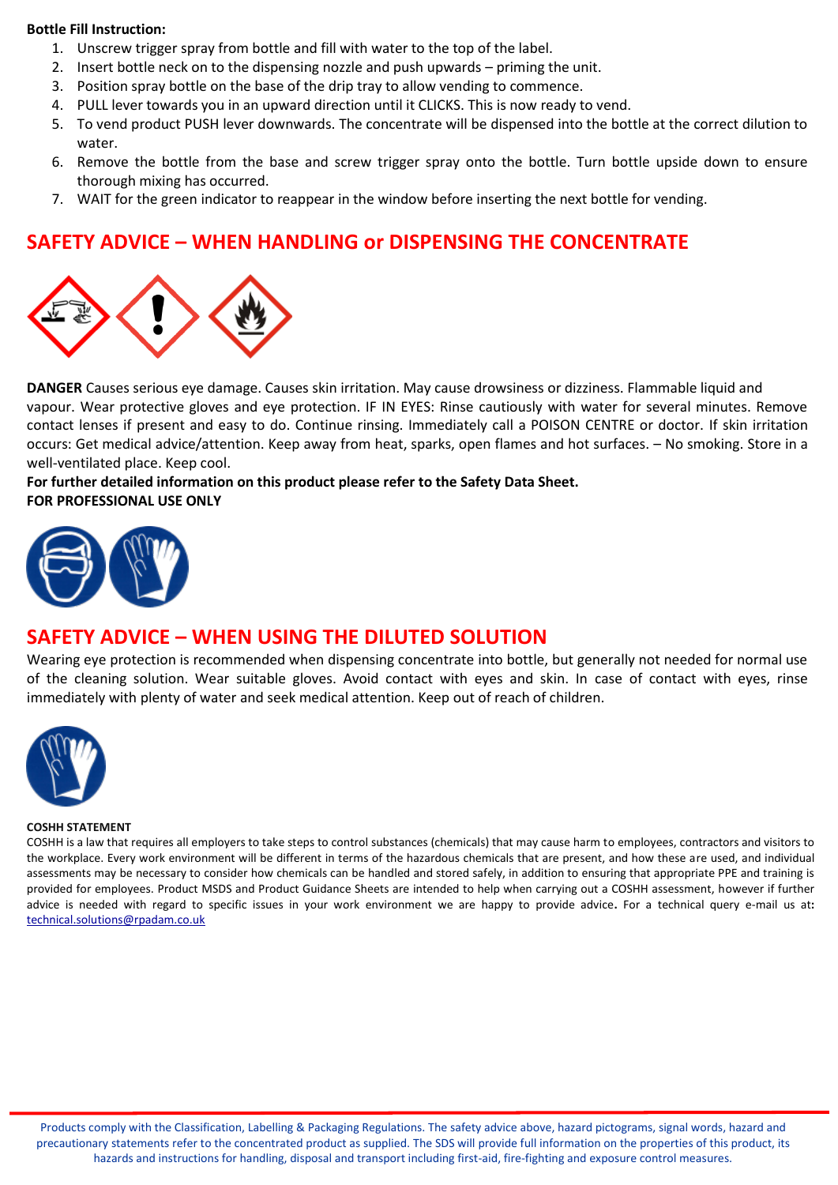**Bottle Fill Instruction:**

1. Unscrew trigger spray from bottle and fill with water to the top of the label.
2. Insert bottle neck on to the dispensing nozzle and push upwards – priming the unit.
3. Position spray bottle on the base of the drip tray to allow vending to commence.
4. PULL lever towards you in an upward direction until it CLICKS. This is now ready to vend.
5. To vend product PUSH lever downwards. The concentrate will be dispensed into the bottle at the correct dilution to water.
6. Remove the bottle from the base and screw trigger spray onto the bottle. Turn bottle upside down to ensure thorough mixing has occurred.
7. WAIT for the green indicator to reappear in the window before inserting the next bottle for vending.

## SAFETY ADVICE – WHEN HANDLING or DISPENSING THE CONCENTRATE

**DANGER** Causes serious eye damage. Causes skin irritation. May cause drowsiness or dizziness. Flammable liquid and vapour. Wear protective gloves and eye protection. IF IN EYES: Rinse cautiously with water for several minutes. Remove contact lenses if present and easy to do. Continue rinsing. Immediately call a POISON CENTRE or doctor. If skin irritation occurs: Get medical advice/attention. Keep away from heat, sparks, open flames and hot surfaces. – No smoking. Store in a well-ventilated place. Keep cool.

**For further detailed information on this product please refer to the Safety Data Sheet.**
**FOR PROFESSIONAL USE ONLY**

## SAFETY ADVICE – WHEN USING THE DILUTED SOLUTION

Wearing eye protection is recommended when dispensing concentrate into bottle, but generally not needed for normal use of the cleaning solution. Wear suitable gloves. Avoid contact with eyes and skin. In case of contact with eyes, rinse immediately with plenty of water and seek medical attention. Keep out of reach of children.

**COSHH STATEMENT**

COSHH is a law that requires all employers to take steps to control substances (chemicals) that may cause harm to employees, contractors and visitors to the workplace. Every work environment will be different in terms of the hazardous chemicals that are present, and how these are used, and individual assessments may be necessary to consider how chemicals can be handled and stored safely, in addition to ensuring that appropriate PPE and training is provided for employees. Product MSDS and Product Guidance Sheets are intended to help when carrying out a COSHH assessment, however if further advice is needed with regard to specific issues in your work environment we are happy to provide advice. For a technical query e-mail us at: technical.solutions@rpadam.co.uk

Products comply with the Classification, Labelling & Packaging Regulations. The safety advice above, hazard pictograms, signal words, hazard and precautionary statements refer to the concentrated product as supplied. The SDS will provide full information on the properties of this product, its hazards and instructions for handling, disposal and transport including first-aid, fire-fighting and exposure control measures.